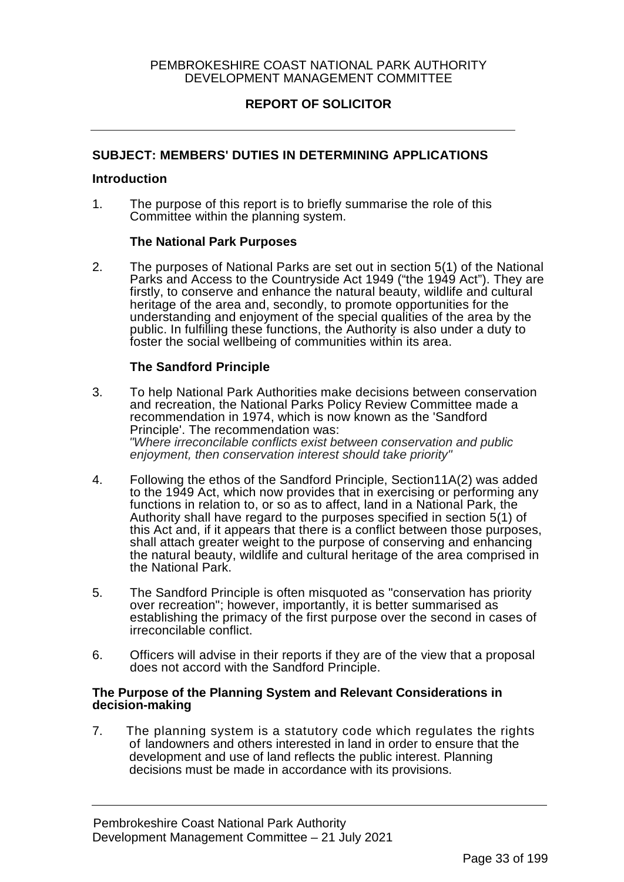PEMBROKESHIRE COAST NATIONAL PARK AUTHORITY
DEVELOPMENT MANAGEMENT COMMITTEE

**REPORT OF SOLICITOR**

---

**SUBJECT: MEMBERS' DUTIES IN DETERMINING APPLICATIONS**

**Introduction**

1. The purpose of this report is to briefly summarise the role of this Committee within the planning system.

**The National Park Purposes**

2. The purposes of National Parks are set out in section 5(1) of the National Parks and Access to the Countryside Act 1949 ("the 1949 Act"). They are firstly, to conserve and enhance the natural beauty, wildlife and cultural heritage of the area and, secondly, to promote opportunities for the understanding and enjoyment of the special qualities of the area by the public. In fulfilling these functions, the Authority is also under a duty to foster the social wellbeing of communities within its area.

**The Sandford Principle**

3. To help National Park Authorities make decisions between conservation and recreation, the National Parks Policy Review Committee made a recommendation in 1974, which is now known as the 'Sandford Principle'. The recommendation was:
*"Where irreconcilable conflicts exist between conservation and public enjoyment, then conservation interest should take priority"*

4. Following the ethos of the Sandford Principle, Section11A(2) was added to the 1949 Act, which now provides that in exercising or performing any functions in relation to, or so as to affect, land in a National Park, the Authority shall have regard to the purposes specified in section 5(1) of this Act and, if it appears that there is a conflict between those purposes, shall attach greater weight to the purpose of conserving and enhancing the natural beauty, wildlife and cultural heritage of the area comprised in the National Park.

5. The Sandford Principle is often misquoted as "conservation has priority over recreation"; however, importantly, it is better summarised as establishing the primacy of the first purpose over the second in cases of irreconcilable conflict.

6. Officers will advise in their reports if they are of the view that a proposal does not accord with the Sandford Principle.

**The Purpose of the Planning System and Relevant Considerations in decision-making**

7. The planning system is a statutory code which regulates the rights of landowners and others interested in land in order to ensure that the development and use of land reflects the public interest. Planning decisions must be made in accordance with its provisions.

Pembrokeshire Coast National Park Authority
Development Management Committee – 21 July 2021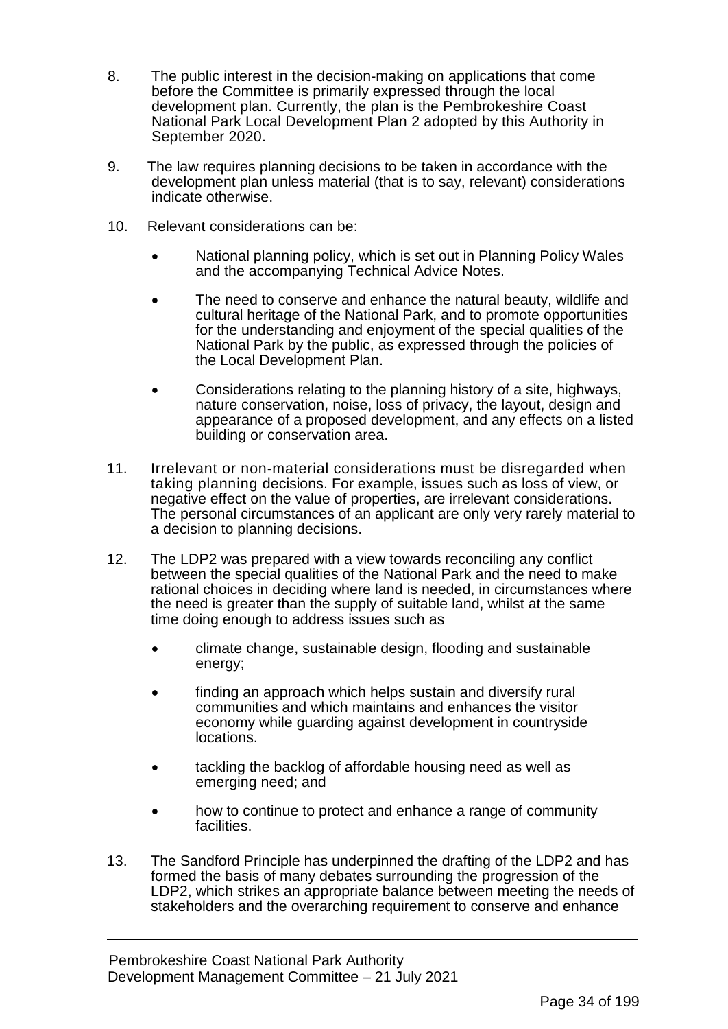8. The public interest in the decision-making on applications that come before the Committee is primarily expressed through the local development plan. Currently, the plan is the Pembrokeshire Coast National Park Local Development Plan 2 adopted by this Authority in September 2020.

9. The law requires planning decisions to be taken in accordance with the development plan unless material (that is to say, relevant) considerations indicate otherwise.

10. Relevant considerations can be:

    - National planning policy, which is set out in Planning Policy Wales and the accompanying Technical Advice Notes.
    - The need to conserve and enhance the natural beauty, wildlife and cultural heritage of the National Park, and to promote opportunities for the understanding and enjoyment of the special qualities of the National Park by the public, as expressed through the policies of the Local Development Plan.
    - Considerations relating to the planning history of a site, highways, nature conservation, noise, loss of privacy, the layout, design and appearance of a proposed development, and any effects on a listed building or conservation area.

11. Irrelevant or non-material considerations must be disregarded when taking planning decisions. For example, issues such as loss of view, or negative effect on the value of properties, are irrelevant considerations. The personal circumstances of an applicant are only very rarely material to a decision to planning decisions.

12. The LDP2 was prepared with a view towards reconciling any conflict between the special qualities of the National Park and the need to make rational choices in deciding where land is needed, in circumstances where the need is greater than the supply of suitable land, whilst at the same time doing enough to address issues such as

    - climate change, sustainable design, flooding and sustainable energy;
    - finding an approach which helps sustain and diversify rural communities and which maintains and enhances the visitor economy while guarding against development in countryside locations.
    - tackling the backlog of affordable housing need as well as emerging need; and
    - how to continue to protect and enhance a range of community facilities.

13. The Sandford Principle has underpinned the drafting of the LDP2 and has formed the basis of many debates surrounding the progression of the LDP2, which strikes an appropriate balance between meeting the needs of stakeholders and the overarching requirement to conserve and enhance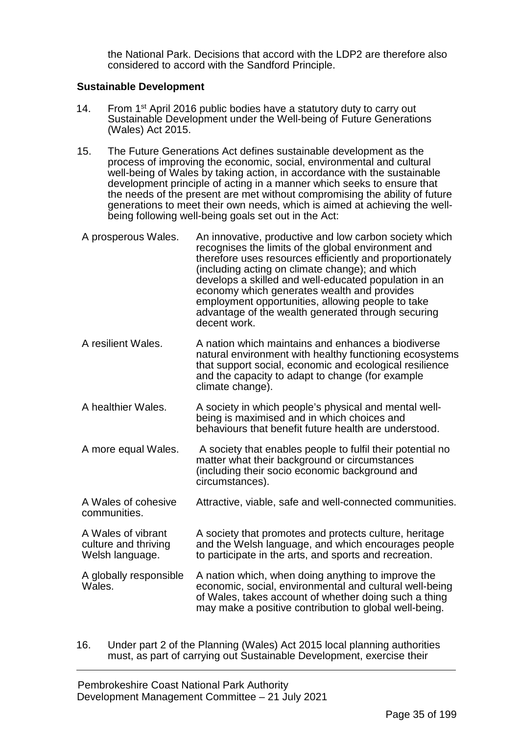the National Park. Decisions that accord with the LDP2 are therefore also considered to accord with the Sandford Principle.

**Sustainable Development**

14. From 1st April 2016 public bodies have a statutory duty to carry out Sustainable Development under the Well-being of Future Generations (Wales) Act 2015.

15. The Future Generations Act defines sustainable development as the process of improving the economic, social, environmental and cultural well-being of Wales by taking action, in accordance with the sustainable development principle of acting in a manner which seeks to ensure that the needs of the present are met without compromising the ability of future generations to meet their own needs, which is aimed at achieving the well-being following well-being goals set out in the Act:

| | |
|---|---|
| A prosperous Wales. | An innovative, productive and low carbon society which recognises the limits of the global environment and therefore uses resources efficiently and proportionately (including acting on climate change); and which develops a skilled and well-educated population in an economy which generates wealth and provides employment opportunities, allowing people to take advantage of the wealth generated through securing decent work. |
| A resilient Wales. | A nation which maintains and enhances a biodiverse natural environment with healthy functioning ecosystems that support social, economic and ecological resilience and the capacity to adapt to change (for example climate change). |
| A healthier Wales. | A society in which people's physical and mental well-being is maximised and in which choices and behaviours that benefit future health are understood. |
| A more equal Wales. | A society that enables people to fulfil their potential no matter what their background or circumstances (including their socio economic background and circumstances). |
| A Wales of cohesive communities. | Attractive, viable, safe and well-connected communities. |
| A Wales of vibrant culture and thriving Welsh language. | A society that promotes and protects culture, heritage and the Welsh language, and which encourages people to participate in the arts, and sports and recreation. |
| A globally responsible Wales. | A nation which, when doing anything to improve the economic, social, environmental and cultural well-being of Wales, takes account of whether doing such a thing may make a positive contribution to global well-being. |

16. Under part 2 of the Planning (Wales) Act 2015 local planning authorities must, as part of carrying out Sustainable Development, exercise their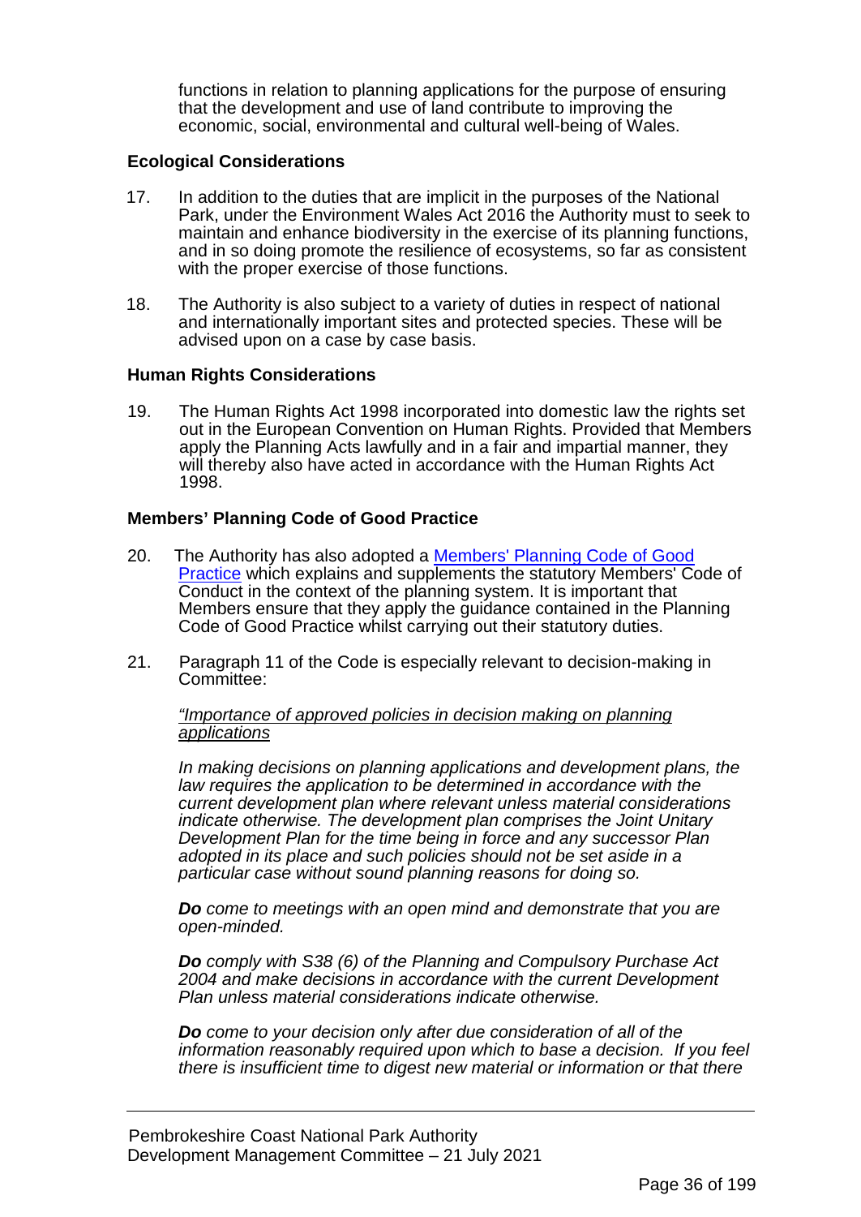functions in relation to planning applications for the purpose of ensuring that the development and use of land contribute to improving the economic, social, environmental and cultural well-being of Wales.

### Ecological Considerations

17. In addition to the duties that are implicit in the purposes of the National Park, under the Environment Wales Act 2016 the Authority must to seek to maintain and enhance biodiversity in the exercise of its planning functions, and in so doing promote the resilience of ecosystems, so far as consistent with the proper exercise of those functions.

18. The Authority is also subject to a variety of duties in respect of national and internationally important sites and protected species. These will be advised upon on a case by case basis.

### Human Rights Considerations

19. The Human Rights Act 1998 incorporated into domestic law the rights set out in the European Convention on Human Rights. Provided that Members apply the Planning Acts lawfully and in a fair and impartial manner, they will thereby also have acted in accordance with the Human Rights Act 1998.

### Members' Planning Code of Good Practice

20. The Authority has also adopted a [Members' Planning Code of Good Practice]() which explains and supplements the statutory Members' Code of Conduct in the context of the planning system. It is important that Members ensure that they apply the guidance contained in the Planning Code of Good Practice whilst carrying out their statutory duties.

21. Paragraph 11 of the Code is especially relevant to decision-making in Committee:

    *"<u>Importance of approved policies in decision making on planning applications</u>*

    *In making decisions on planning applications and development plans, the law requires the application to be determined in accordance with the current development plan where relevant unless material considerations indicate otherwise. The development plan comprises the Joint Unitary Development Plan for the time being in force and any successor Plan adopted in its place and such policies should not be set aside in a particular case without sound planning reasons for doing so.*

    ***Do** come to meetings with an open mind and demonstrate that you are open-minded.*

    ***Do** comply with S38 (6) of the Planning and Compulsory Purchase Act 2004 and make decisions in accordance with the current Development Plan unless material considerations indicate otherwise.*

    ***Do** come to your decision only after due consideration of all of the information reasonably required upon which to base a decision. If you feel there is insufficient time to digest new material or information or that there*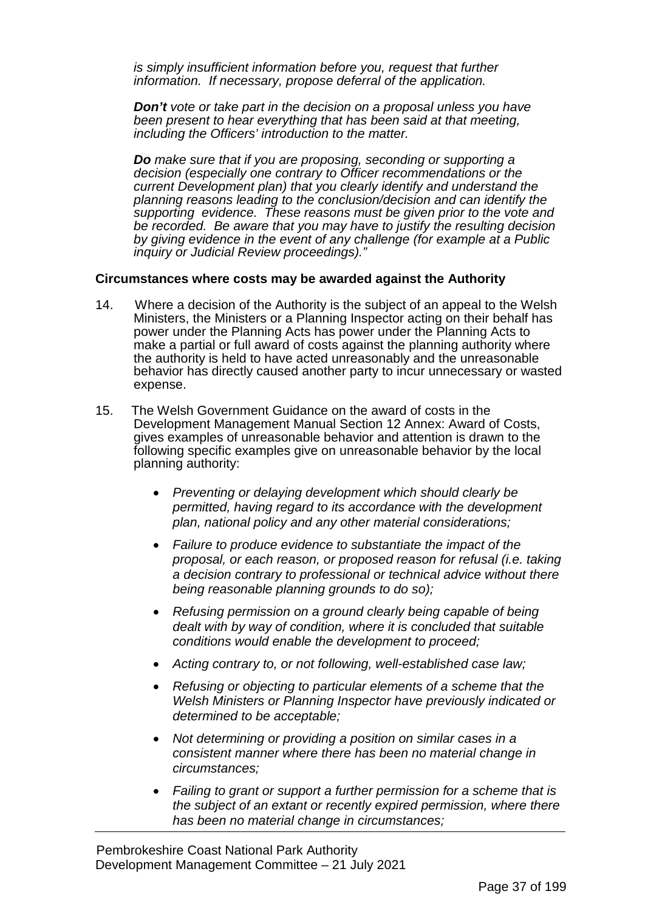*is simply insufficient information before you, request that further information. If necessary, propose deferral of the application.*

***Don't*** *vote or take part in the decision on a proposal unless you have been present to hear everything that has been said at that meeting, including the Officers' introduction to the matter.*

***Do*** *make sure that if you are proposing, seconding or supporting a decision (especially one contrary to Officer recommendations or the current Development plan) that you clearly identify and understand the planning reasons leading to the conclusion/decision and can identify the supporting evidence. These reasons must be given prior to the vote and be recorded. Be aware that you may have to justify the resulting decision by giving evidence in the event of any challenge (for example at a Public inquiry or Judicial Review proceedings)."*

**Circumstances where costs may be awarded against the Authority**

14. Where a decision of the Authority is the subject of an appeal to the Welsh Ministers, the Ministers or a Planning Inspector acting on their behalf has power under the Planning Acts has power under the Planning Acts to make a partial or full award of costs against the planning authority where the authority is held to have acted unreasonably and the unreasonable behavior has directly caused another party to incur unnecessary or wasted expense.

15. The Welsh Government Guidance on the award of costs in the Development Management Manual Section 12 Annex: Award of Costs, gives examples of unreasonable behavior and attention is drawn to the following specific examples give on unreasonable behavior by the local planning authority:

    - *Preventing or delaying development which should clearly be permitted, having regard to its accordance with the development plan, national policy and any other material considerations;*
    - *Failure to produce evidence to substantiate the impact of the proposal, or each reason, or proposed reason for refusal (i.e. taking a decision contrary to professional or technical advice without there being reasonable planning grounds to do so);*
    - *Refusing permission on a ground clearly being capable of being dealt with by way of condition, where it is concluded that suitable conditions would enable the development to proceed;*
    - *Acting contrary to, or not following, well-established case law;*
    - *Refusing or objecting to particular elements of a scheme that the Welsh Ministers or Planning Inspector have previously indicated or determined to be acceptable;*
    - *Not determining or providing a position on similar cases in a consistent manner where there has been no material change in circumstances;*
    - *Failing to grant or support a further permission for a scheme that is the subject of an extant or recently expired permission, where there has been no material change in circumstances;*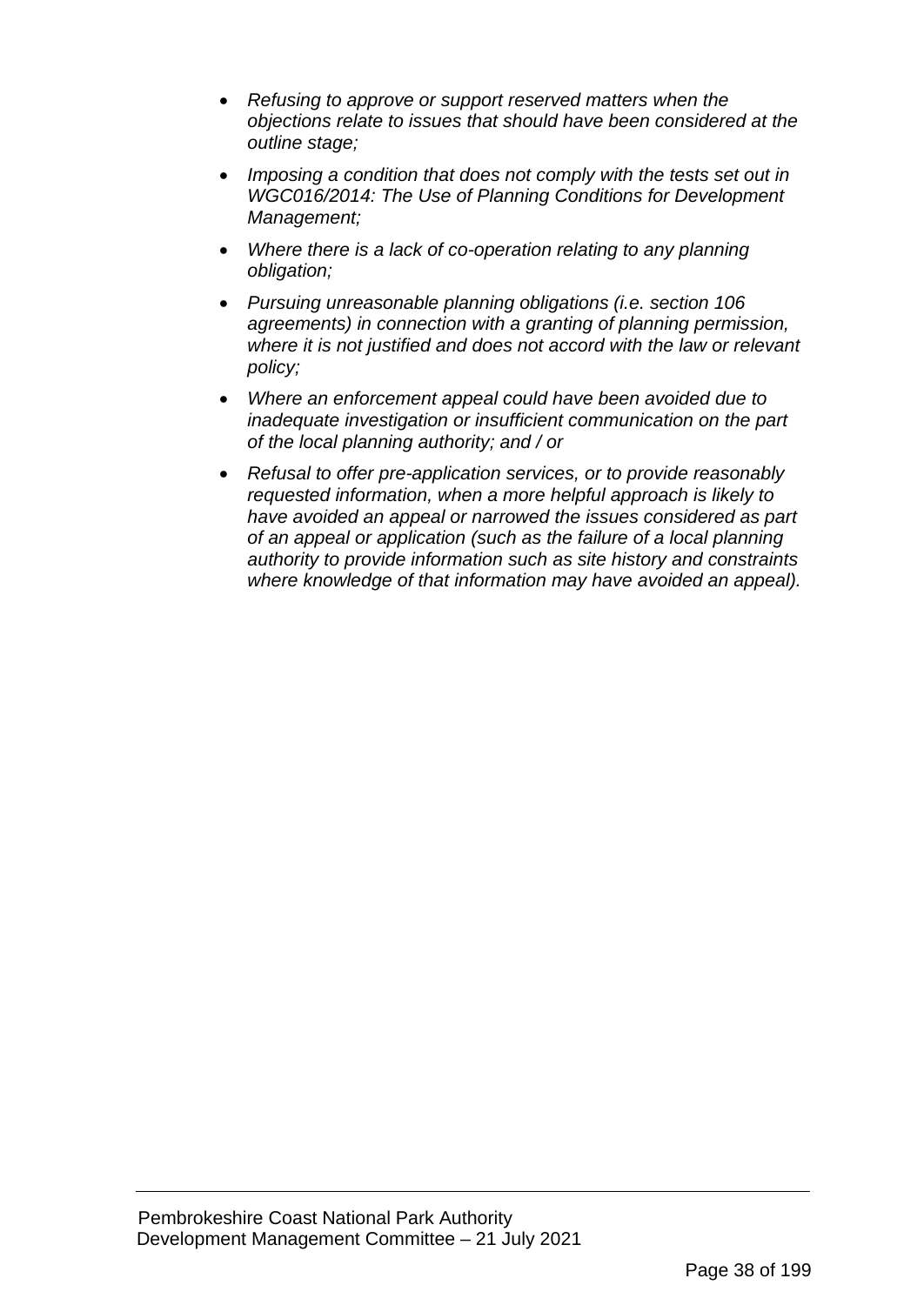- *Refusing to approve or support reserved matters when the objections relate to issues that should have been considered at the outline stage;*
- *Imposing a condition that does not comply with the tests set out in WGC016/2014: The Use of Planning Conditions for Development Management;*
- *Where there is a lack of co-operation relating to any planning obligation;*
- *Pursuing unreasonable planning obligations (i.e. section 106 agreements) in connection with a granting of planning permission, where it is not justified and does not accord with the law or relevant policy;*
- *Where an enforcement appeal could have been avoided due to inadequate investigation or insufficient communication on the part of the local planning authority; and / or*
- *Refusal to offer pre-application services, or to provide reasonably requested information, when a more helpful approach is likely to have avoided an appeal or narrowed the issues considered as part of an appeal or application (such as the failure of a local planning authority to provide information such as site history and constraints where knowledge of that information may have avoided an appeal).*